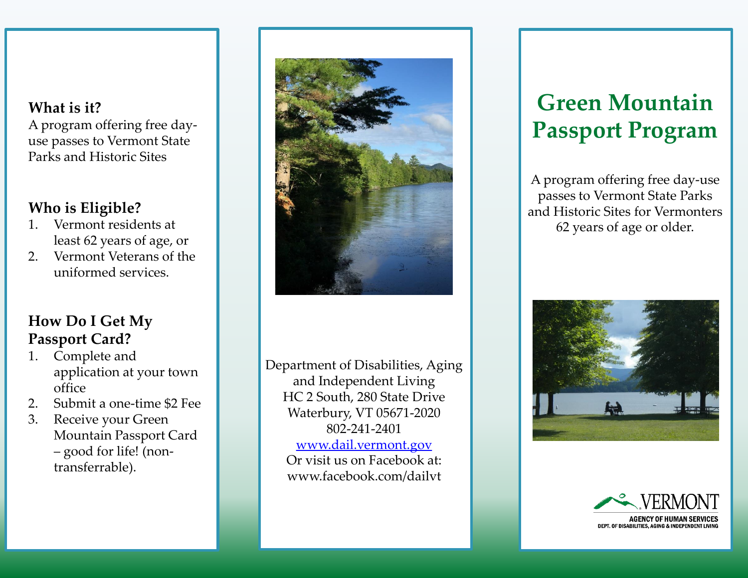## What is it?

A program offering free day-use passes to Vermont State Parks and Historic Sites

## Who is Eligible?

1. Vermont residents at least 62 years of age, or
2. Vermont Veterans of the uniformed services.

## How Do I Get My Passport Card?

1. Complete and application at your town office
2. Submit a one-time $2 Fee
3. Receive your Green Mountain Passport Card – good for life! (non-transferrable).

Department of Disabilities, Aging and Independent Living
HC 2 South, 280 State Drive
Waterbury, VT 05671-2020
802-241-2401
[www.dail.vermont.gov](http://www.dail.vermont.gov)
Or visit us on Facebook at:
www.facebook.com/dailvt

# Green Mountain Passport Program

A program offering free day-use passes to Vermont State Parks and Historic Sites for Vermonters 62 years of age or older.

VERMONT
AGENCY OF HUMAN SERVICES
DEPT. OF DISABILITIES, AGING & INDEPENDENT LIVING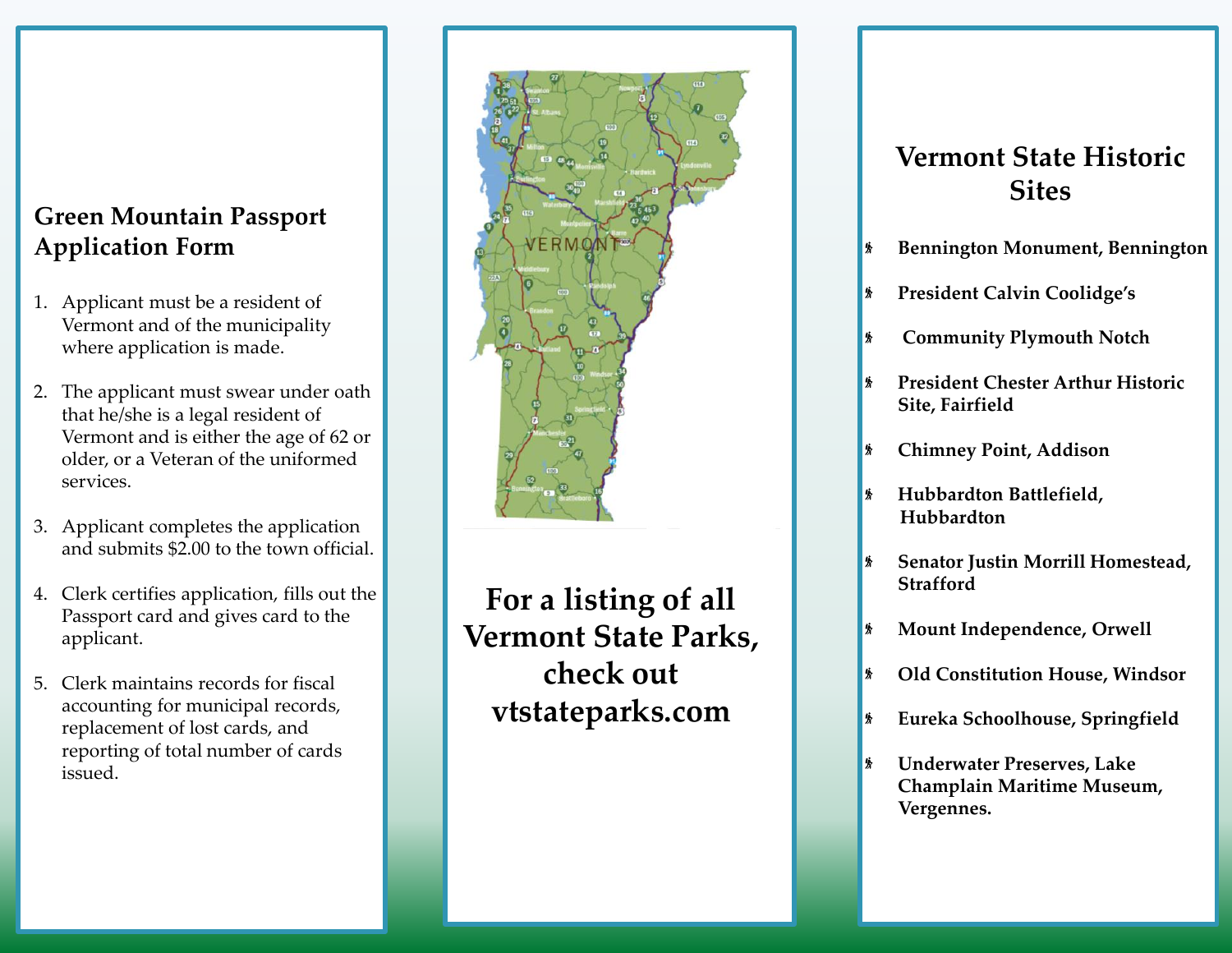## Green Mountain Passport Application Form

1. Applicant must be a resident of Vermont and of the municipality where application is made.
2. The applicant must swear under oath that he/she is a legal resident of Vermont and is either the age of 62 or older, or a Veteran of the uniformed services.
3. Applicant completes the application and submits $2.00 to the town official.
4. Clerk certifies application, fills out the Passport card and gives card to the applicant.
5. Clerk maintains records for fiscal accounting for municipal records, replacement of lost cards, and reporting of total number of cards issued.

**For a listing of all Vermont State Parks, check out vtstateparks.com**

## Vermont State Historic Sites

- **Bennington Monument, Bennington**
- **President Calvin Coolidge's**
- **Community Plymouth Notch**
- **President Chester Arthur Historic Site, Fairfield**
- **Chimney Point, Addison**
- **Hubbardton Battlefield, Hubbardton**
- **Senator Justin Morrill Homestead, Strafford**
- **Mount Independence, Orwell**
- **Old Constitution House, Windsor**
- **Eureka Schoolhouse, Springfield**
- **Underwater Preserves, Lake Champlain Maritime Museum, Vergennes.**